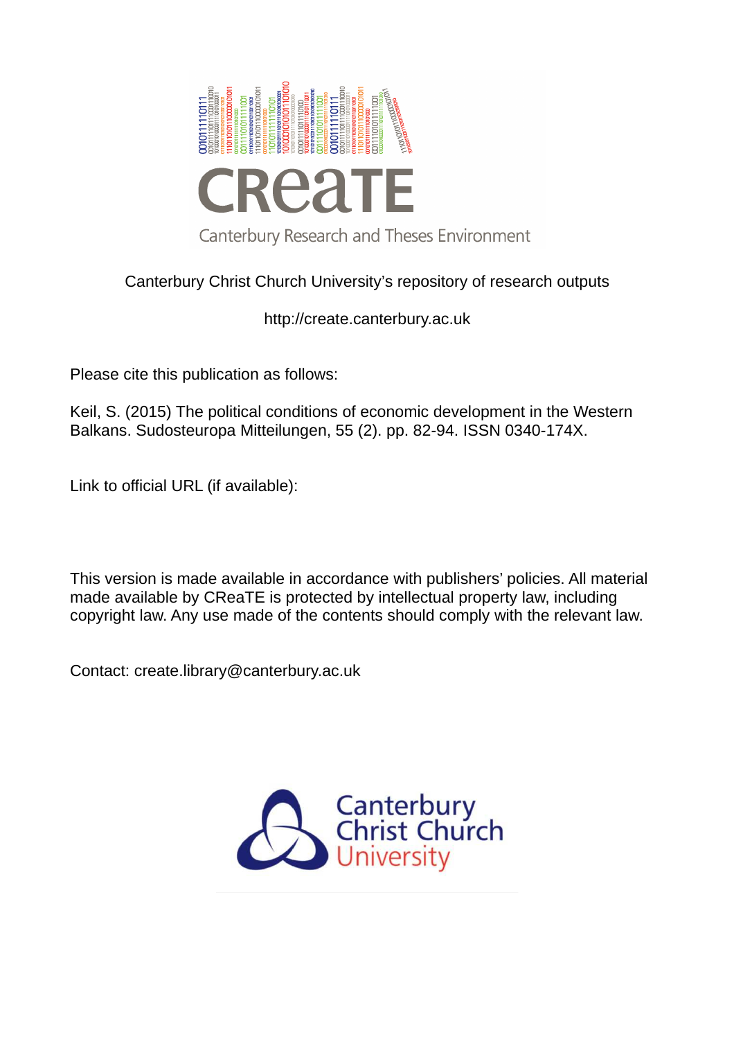CReaTE

Canterbury Research and Theses Environment

Canterbury Christ Church University's repository of research outputs

http://create.canterbury.ac.uk

Please cite this publication as follows:

Keil, S. (2015) The political conditions of economic development in the Western Balkans. Sudosteuropa Mitteilungen, 55 (2). pp. 82-94. ISSN 0340-174X.

Link to official URL (if available):

This version is made available in accordance with publishers' policies. All material made available by CReaTE is protected by intellectual property law, including copyright law. Any use made of the contents should comply with the relevant law.

Contact: create.library@canterbury.ac.uk

Canterbury Christ Church University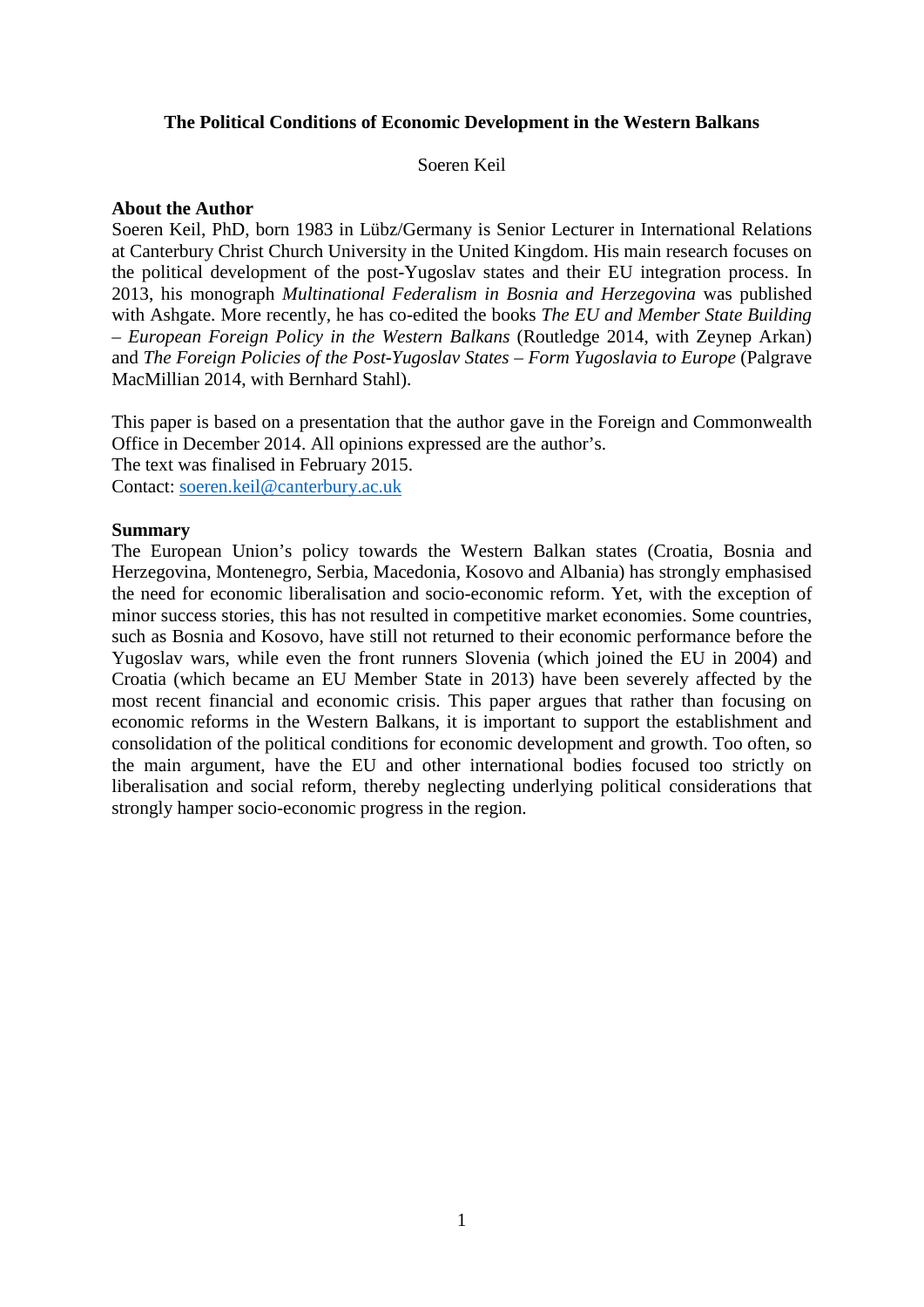**The Political Conditions of Economic Development in the Western Balkans**

Soeren Keil

**About the Author**

Soeren Keil, PhD, born 1983 in Lübz/Germany is Senior Lecturer in International Relations at Canterbury Christ Church University in the United Kingdom. His main research focuses on the political development of the post-Yugoslav states and their EU integration process. In 2013, his monograph *Multinational Federalism in Bosnia and Herzegovina* was published with Ashgate. More recently, he has co-edited the books *The EU and Member State Building – European Foreign Policy in the Western Balkans* (Routledge 2014, with Zeynep Arkan) and *The Foreign Policies of the Post-Yugoslav States – Form Yugoslavia to Europe* (Palgrave MacMillian 2014, with Bernhard Stahl).

This paper is based on a presentation that the author gave in the Foreign and Commonwealth Office in December 2014. All opinions expressed are the author's.
The text was finalised in February 2015.
Contact: soeren.keil@canterbury.ac.uk

**Summary**

The European Union's policy towards the Western Balkan states (Croatia, Bosnia and Herzegovina, Montenegro, Serbia, Macedonia, Kosovo and Albania) has strongly emphasised the need for economic liberalisation and socio-economic reform. Yet, with the exception of minor success stories, this has not resulted in competitive market economies. Some countries, such as Bosnia and Kosovo, have still not returned to their economic performance before the Yugoslav wars, while even the front runners Slovenia (which joined the EU in 2004) and Croatia (which became an EU Member State in 2013) have been severely affected by the most recent financial and economic crisis. This paper argues that rather than focusing on economic reforms in the Western Balkans, it is important to support the establishment and consolidation of the political conditions for economic development and growth. Too often, so the main argument, have the EU and other international bodies focused too strictly on liberalisation and social reform, thereby neglecting underlying political considerations that strongly hamper socio-economic progress in the region.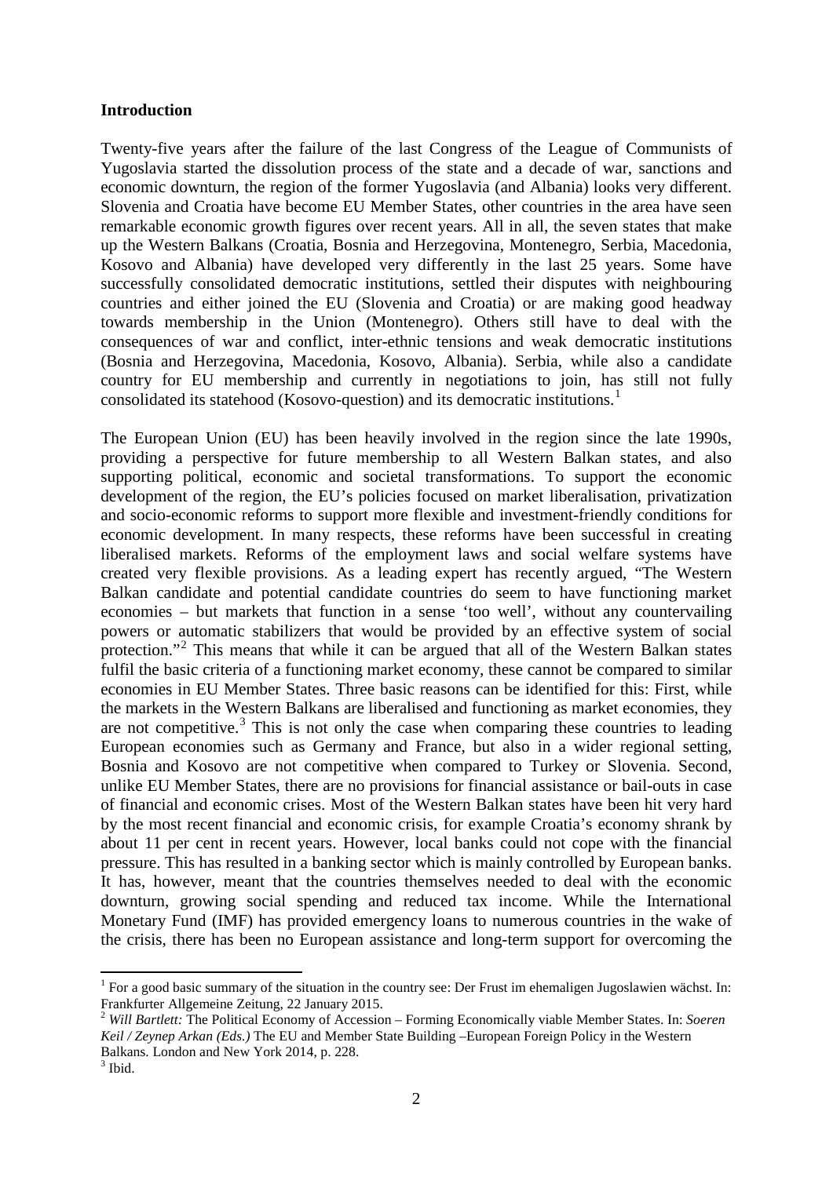## Introduction

Twenty-five years after the failure of the last Congress of the League of Communists of Yugoslavia started the dissolution process of the state and a decade of war, sanctions and economic downturn, the region of the former Yugoslavia (and Albania) looks very different. Slovenia and Croatia have become EU Member States, other countries in the area have seen remarkable economic growth figures over recent years. All in all, the seven states that make up the Western Balkans (Croatia, Bosnia and Herzegovina, Montenegro, Serbia, Macedonia, Kosovo and Albania) have developed very differently in the last 25 years. Some have successfully consolidated democratic institutions, settled their disputes with neighbouring countries and either joined the EU (Slovenia and Croatia) or are making good headway towards membership in the Union (Montenegro). Others still have to deal with the consequences of war and conflict, inter-ethnic tensions and weak democratic institutions (Bosnia and Herzegovina, Macedonia, Kosovo, Albania). Serbia, while also a candidate country for EU membership and currently in negotiations to join, has still not fully consolidated its statehood (Kosovo-question) and its democratic institutions.[1]

The European Union (EU) has been heavily involved in the region since the late 1990s, providing a perspective for future membership to all Western Balkan states, and also supporting political, economic and societal transformations. To support the economic development of the region, the EU's policies focused on market liberalisation, privatization and socio-economic reforms to support more flexible and investment-friendly conditions for economic development. In many respects, these reforms have been successful in creating liberalised markets. Reforms of the employment laws and social welfare systems have created very flexible provisions. As a leading expert has recently argued, "The Western Balkan candidate and potential candidate countries do seem to have functioning market economies – but markets that function in a sense 'too well', without any countervailing powers or automatic stabilizers that would be provided by an effective system of social protection."[2] This means that while it can be argued that all of the Western Balkan states fulfil the basic criteria of a functioning market economy, these cannot be compared to similar economies in EU Member States. Three basic reasons can be identified for this: First, while the markets in the Western Balkans are liberalised and functioning as market economies, they are not competitive.[3] This is not only the case when comparing these countries to leading European economies such as Germany and France, but also in a wider regional setting, Bosnia and Kosovo are not competitive when compared to Turkey or Slovenia. Second, unlike EU Member States, there are no provisions for financial assistance or bail-outs in case of financial and economic crises. Most of the Western Balkan states have been hit very hard by the most recent financial and economic crisis, for example Croatia's economy shrank by about 11 per cent in recent years. However, local banks could not cope with the financial pressure. This has resulted in a banking sector which is mainly controlled by European banks. It has, however, meant that the countries themselves needed to deal with the economic downturn, growing social spending and reduced tax income. While the International Monetary Fund (IMF) has provided emergency loans to numerous countries in the wake of the crisis, there has been no European assistance and long-term support for overcoming the

---

[1] For a good basic summary of the situation in the country see: Der Frust im ehemaligen Jugoslawien wächst. In: Frankfurter Allgemeine Zeitung, 22 January 2015.

[2] *Will Bartlett:* The Political Economy of Accession – Forming Economically viable Member States. In: *Soeren Keil / Zeynep Arkan (Eds.)* The EU and Member State Building –European Foreign Policy in the Western Balkans. London and New York 2014, p. 228.

[3] Ibid.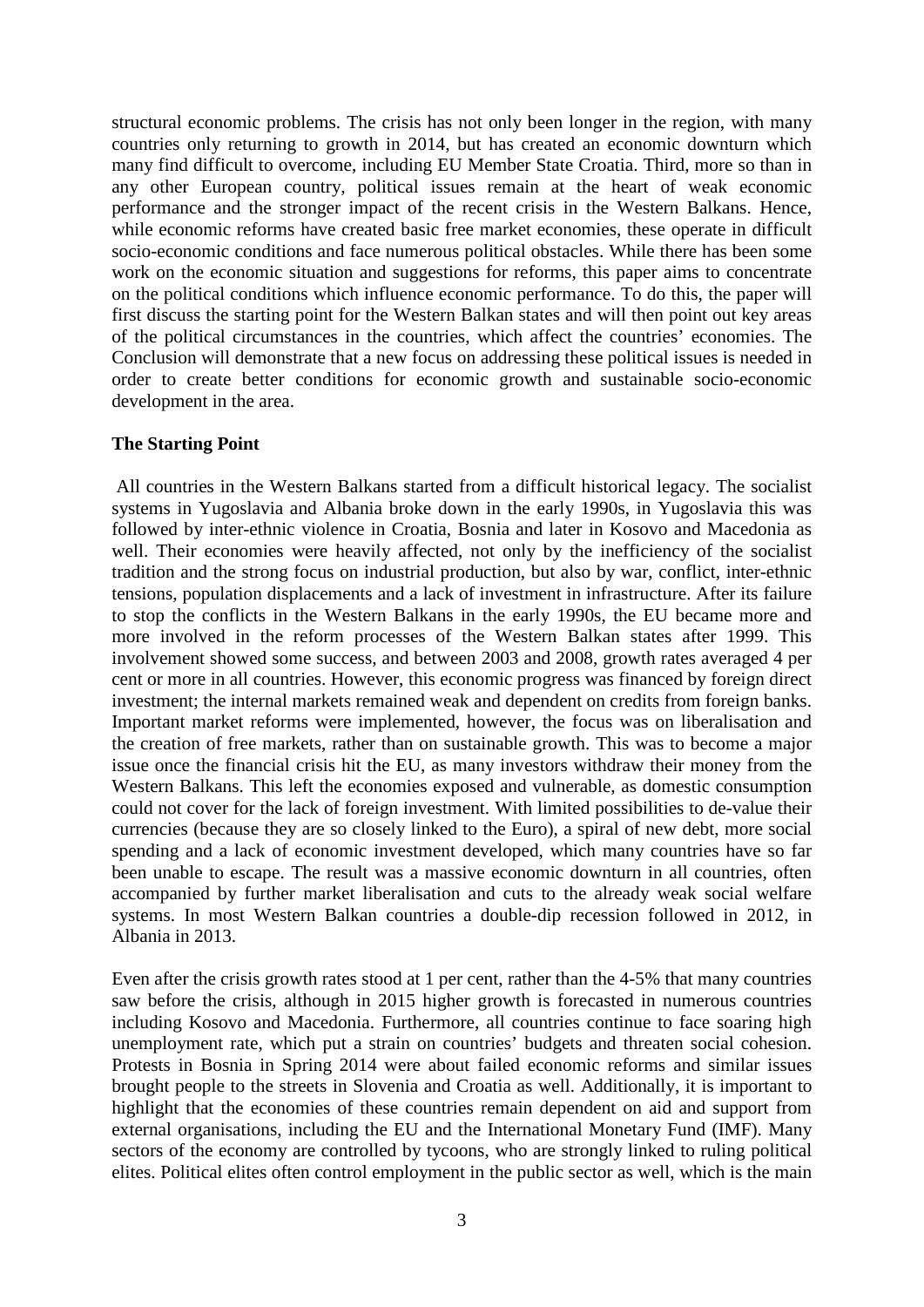structural economic problems. The crisis has not only been longer in the region, with many countries only returning to growth in 2014, but has created an economic downturn which many find difficult to overcome, including EU Member State Croatia. Third, more so than in any other European country, political issues remain at the heart of weak economic performance and the stronger impact of the recent crisis in the Western Balkans. Hence, while economic reforms have created basic free market economies, these operate in difficult socio-economic conditions and face numerous political obstacles. While there has been some work on the economic situation and suggestions for reforms, this paper aims to concentrate on the political conditions which influence economic performance. To do this, the paper will first discuss the starting point for the Western Balkan states and will then point out key areas of the political circumstances in the countries, which affect the countries' economies. The Conclusion will demonstrate that a new focus on addressing these political issues is needed in order to create better conditions for economic growth and sustainable socio-economic development in the area.

**The Starting Point**

All countries in the Western Balkans started from a difficult historical legacy. The socialist systems in Yugoslavia and Albania broke down in the early 1990s, in Yugoslavia this was followed by inter-ethnic violence in Croatia, Bosnia and later in Kosovo and Macedonia as well. Their economies were heavily affected, not only by the inefficiency of the socialist tradition and the strong focus on industrial production, but also by war, conflict, inter-ethnic tensions, population displacements and a lack of investment in infrastructure. After its failure to stop the conflicts in the Western Balkans in the early 1990s, the EU became more and more involved in the reform processes of the Western Balkan states after 1999. This involvement showed some success, and between 2003 and 2008, growth rates averaged 4 per cent or more in all countries. However, this economic progress was financed by foreign direct investment; the internal markets remained weak and dependent on credits from foreign banks. Important market reforms were implemented, however, the focus was on liberalisation and the creation of free markets, rather than on sustainable growth. This was to become a major issue once the financial crisis hit the EU, as many investors withdraw their money from the Western Balkans. This left the economies exposed and vulnerable, as domestic consumption could not cover for the lack of foreign investment. With limited possibilities to de-value their currencies (because they are so closely linked to the Euro), a spiral of new debt, more social spending and a lack of economic investment developed, which many countries have so far been unable to escape. The result was a massive economic downturn in all countries, often accompanied by further market liberalisation and cuts to the already weak social welfare systems. In most Western Balkan countries a double-dip recession followed in 2012, in Albania in 2013.

Even after the crisis growth rates stood at 1 per cent, rather than the 4-5% that many countries saw before the crisis, although in 2015 higher growth is forecasted in numerous countries including Kosovo and Macedonia. Furthermore, all countries continue to face soaring high unemployment rate, which put a strain on countries' budgets and threaten social cohesion. Protests in Bosnia in Spring 2014 were about failed economic reforms and similar issues brought people to the streets in Slovenia and Croatia as well. Additionally, it is important to highlight that the economies of these countries remain dependent on aid and support from external organisations, including the EU and the International Monetary Fund (IMF). Many sectors of the economy are controlled by tycoons, who are strongly linked to ruling political elites. Political elites often control employment in the public sector as well, which is the main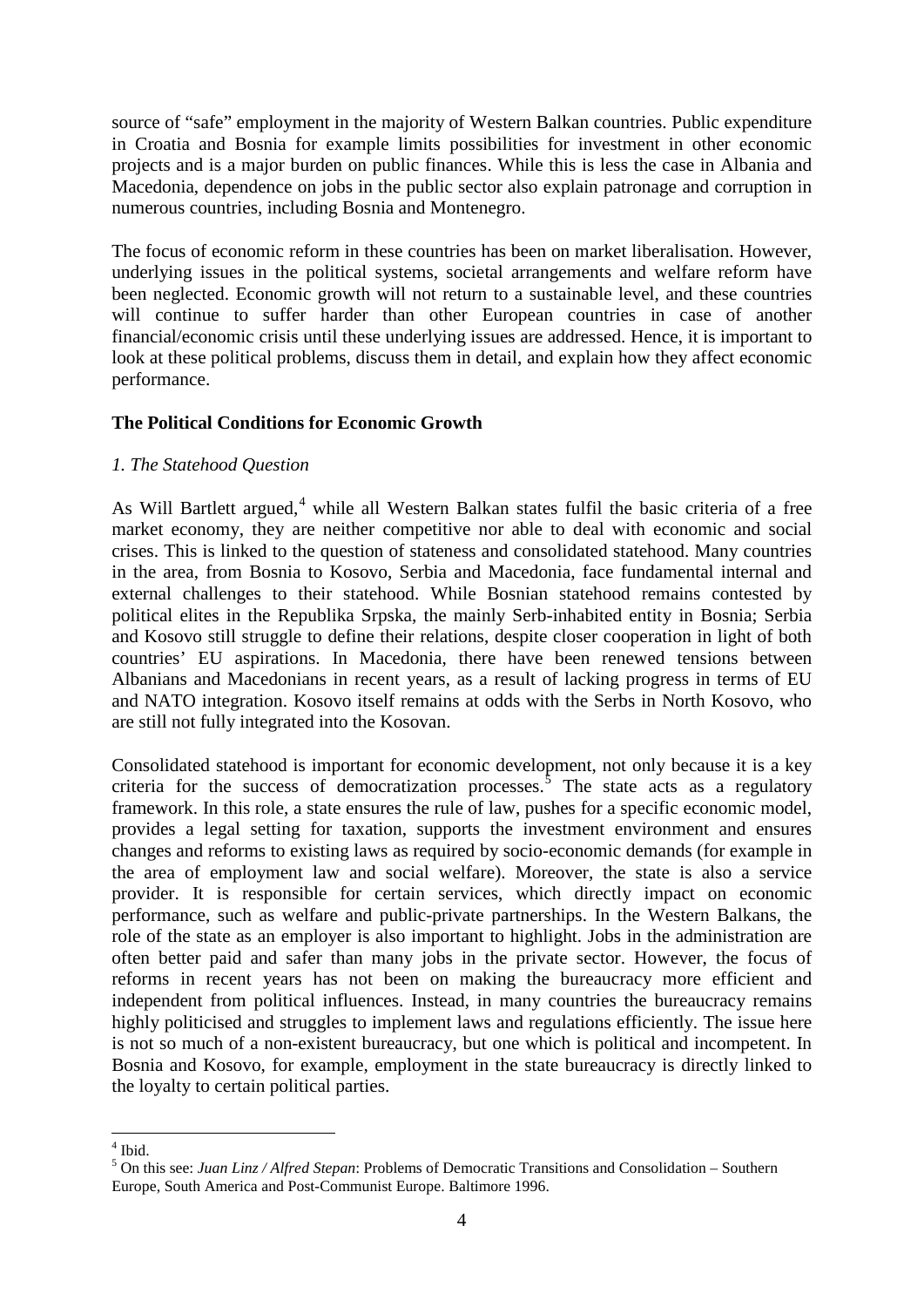source of "safe" employment in the majority of Western Balkan countries. Public expenditure in Croatia and Bosnia for example limits possibilities for investment in other economic projects and is a major burden on public finances. While this is less the case in Albania and Macedonia, dependence on jobs in the public sector also explain patronage and corruption in numerous countries, including Bosnia and Montenegro.

The focus of economic reform in these countries has been on market liberalisation. However, underlying issues in the political systems, societal arrangements and welfare reform have been neglected. Economic growth will not return to a sustainable level, and these countries will continue to suffer harder than other European countries in case of another financial/economic crisis until these underlying issues are addressed. Hence, it is important to look at these political problems, discuss them in detail, and explain how they affect economic performance.

## The Political Conditions for Economic Growth

### *1. The Statehood Question*

As Will Bartlett argued,[4] while all Western Balkan states fulfil the basic criteria of a free market economy, they are neither competitive nor able to deal with economic and social crises. This is linked to the question of stateness and consolidated statehood. Many countries in the area, from Bosnia to Kosovo, Serbia and Macedonia, face fundamental internal and external challenges to their statehood. While Bosnian statehood remains contested by political elites in the Republika Srpska, the mainly Serb-inhabited entity in Bosnia; Serbia and Kosovo still struggle to define their relations, despite closer cooperation in light of both countries' EU aspirations. In Macedonia, there have been renewed tensions between Albanians and Macedonians in recent years, as a result of lacking progress in terms of EU and NATO integration. Kosovo itself remains at odds with the Serbs in North Kosovo, who are still not fully integrated into the Kosovan.

Consolidated statehood is important for economic development, not only because it is a key criteria for the success of democratization processes.[5] The state acts as a regulatory framework. In this role, a state ensures the rule of law, pushes for a specific economic model, provides a legal setting for taxation, supports the investment environment and ensures changes and reforms to existing laws as required by socio-economic demands (for example in the area of employment law and social welfare). Moreover, the state is also a service provider. It is responsible for certain services, which directly impact on economic performance, such as welfare and public-private partnerships. In the Western Balkans, the role of the state as an employer is also important to highlight. Jobs in the administration are often better paid and safer than many jobs in the private sector. However, the focus of reforms in recent years has not been on making the bureaucracy more efficient and independent from political influences. Instead, in many countries the bureaucracy remains highly politicised and struggles to implement laws and regulations efficiently. The issue here is not so much of a non-existent bureaucracy, but one which is political and incompetent. In Bosnia and Kosovo, for example, employment in the state bureaucracy is directly linked to the loyalty to certain political parties.

---

[4] Ibid.

[5] On this see: *Juan Linz / Alfred Stepan*: Problems of Democratic Transitions and Consolidation – Southern Europe, South America and Post-Communist Europe. Baltimore 1996.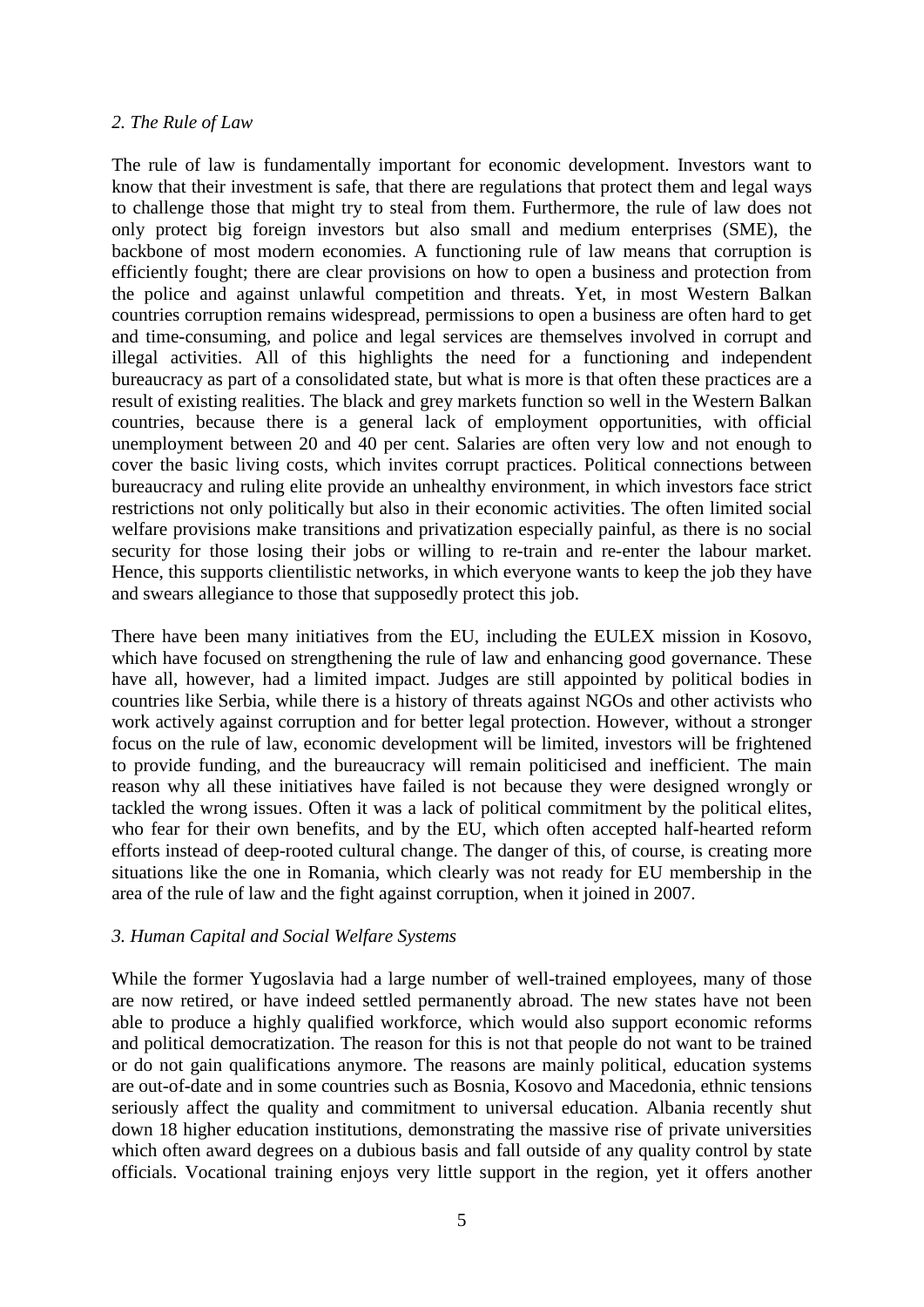*2. The Rule of Law*

The rule of law is fundamentally important for economic development. Investors want to know that their investment is safe, that there are regulations that protect them and legal ways to challenge those that might try to steal from them. Furthermore, the rule of law does not only protect big foreign investors but also small and medium enterprises (SME), the backbone of most modern economies. A functioning rule of law means that corruption is efficiently fought; there are clear provisions on how to open a business and protection from the police and against unlawful competition and threats. Yet, in most Western Balkan countries corruption remains widespread, permissions to open a business are often hard to get and time-consuming, and police and legal services are themselves involved in corrupt and illegal activities. All of this highlights the need for a functioning and independent bureaucracy as part of a consolidated state, but what is more is that often these practices are a result of existing realities. The black and grey markets function so well in the Western Balkan countries, because there is a general lack of employment opportunities, with official unemployment between 20 and 40 per cent. Salaries are often very low and not enough to cover the basic living costs, which invites corrupt practices. Political connections between bureaucracy and ruling elite provide an unhealthy environment, in which investors face strict restrictions not only politically but also in their economic activities. The often limited social welfare provisions make transitions and privatization especially painful, as there is no social security for those losing their jobs or willing to re-train and re-enter the labour market. Hence, this supports clientilistic networks, in which everyone wants to keep the job they have and swears allegiance to those that supposedly protect this job.

There have been many initiatives from the EU, including the EULEX mission in Kosovo, which have focused on strengthening the rule of law and enhancing good governance. These have all, however, had a limited impact. Judges are still appointed by political bodies in countries like Serbia, while there is a history of threats against NGOs and other activists who work actively against corruption and for better legal protection. However, without a stronger focus on the rule of law, economic development will be limited, investors will be frightened to provide funding, and the bureaucracy will remain politicised and inefficient. The main reason why all these initiatives have failed is not because they were designed wrongly or tackled the wrong issues. Often it was a lack of political commitment by the political elites, who fear for their own benefits, and by the EU, which often accepted half-hearted reform efforts instead of deep-rooted cultural change. The danger of this, of course, is creating more situations like the one in Romania, which clearly was not ready for EU membership in the area of the rule of law and the fight against corruption, when it joined in 2007.

*3. Human Capital and Social Welfare Systems*

While the former Yugoslavia had a large number of well-trained employees, many of those are now retired, or have indeed settled permanently abroad. The new states have not been able to produce a highly qualified workforce, which would also support economic reforms and political democratization. The reason for this is not that people do not want to be trained or do not gain qualifications anymore. The reasons are mainly political, education systems are out-of-date and in some countries such as Bosnia, Kosovo and Macedonia, ethnic tensions seriously affect the quality and commitment to universal education. Albania recently shut down 18 higher education institutions, demonstrating the massive rise of private universities which often award degrees on a dubious basis and fall outside of any quality control by state officials. Vocational training enjoys very little support in the region, yet it offers another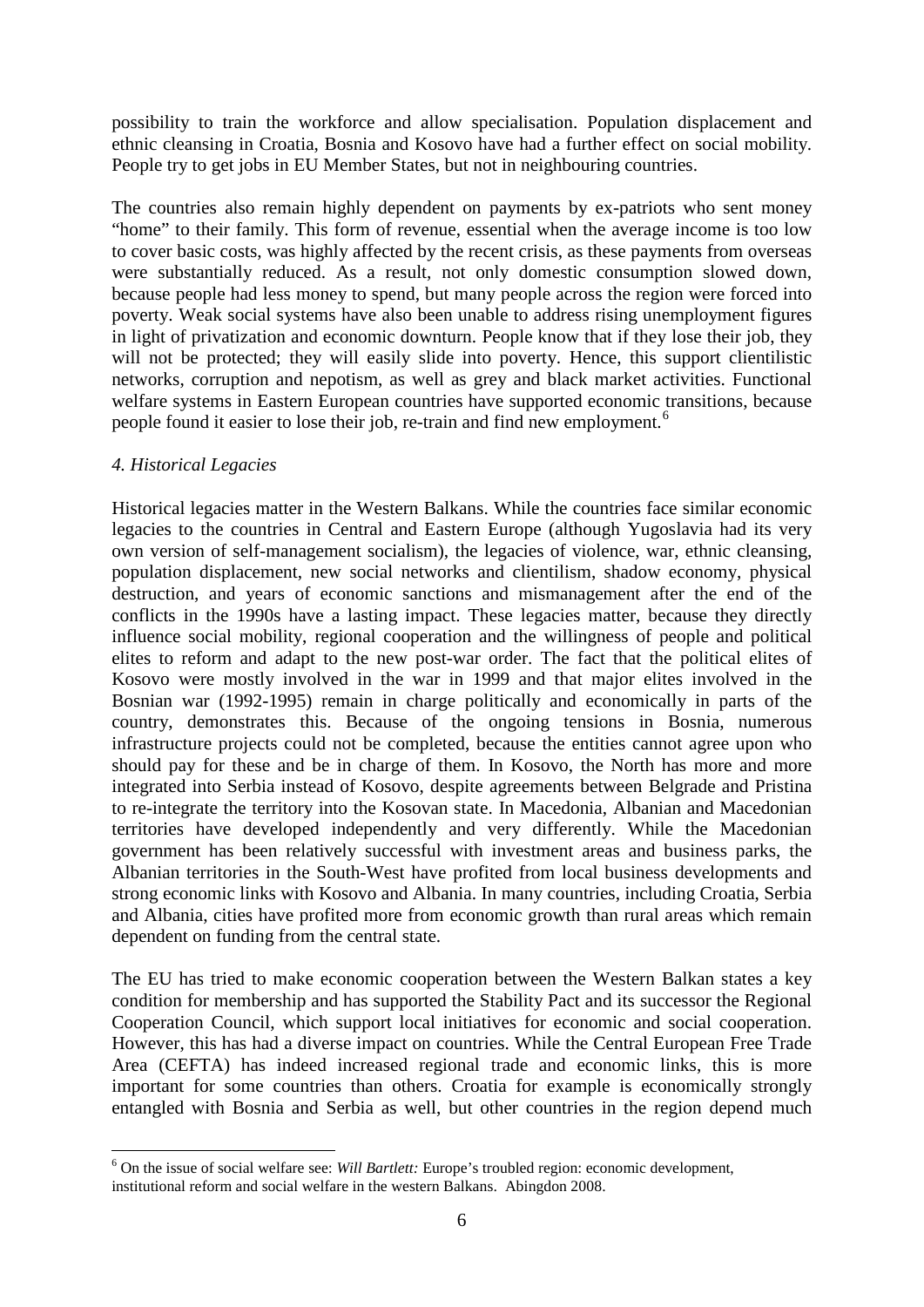possibility to train the workforce and allow specialisation. Population displacement and ethnic cleansing in Croatia, Bosnia and Kosovo have had a further effect on social mobility. People try to get jobs in EU Member States, but not in neighbouring countries.

The countries also remain highly dependent on payments by ex-patriots who sent money "home" to their family. This form of revenue, essential when the average income is too low to cover basic costs, was highly affected by the recent crisis, as these payments from overseas were substantially reduced. As a result, not only domestic consumption slowed down, because people had less money to spend, but many people across the region were forced into poverty. Weak social systems have also been unable to address rising unemployment figures in light of privatization and economic downturn. People know that if they lose their job, they will not be protected; they will easily slide into poverty. Hence, this support clientilistic networks, corruption and nepotism, as well as grey and black market activities. Functional welfare systems in Eastern European countries have supported economic transitions, because people found it easier to lose their job, re-train and find new employment.[6]

*4. Historical Legacies*

Historical legacies matter in the Western Balkans. While the countries face similar economic legacies to the countries in Central and Eastern Europe (although Yugoslavia had its very own version of self-management socialism), the legacies of violence, war, ethnic cleansing, population displacement, new social networks and clientilism, shadow economy, physical destruction, and years of economic sanctions and mismanagement after the end of the conflicts in the 1990s have a lasting impact. These legacies matter, because they directly influence social mobility, regional cooperation and the willingness of people and political elites to reform and adapt to the new post-war order. The fact that the political elites of Kosovo were mostly involved in the war in 1999 and that major elites involved in the Bosnian war (1992-1995) remain in charge politically and economically in parts of the country, demonstrates this. Because of the ongoing tensions in Bosnia, numerous infrastructure projects could not be completed, because the entities cannot agree upon who should pay for these and be in charge of them. In Kosovo, the North has more and more integrated into Serbia instead of Kosovo, despite agreements between Belgrade and Pristina to re-integrate the territory into the Kosovan state. In Macedonia, Albanian and Macedonian territories have developed independently and very differently. While the Macedonian government has been relatively successful with investment areas and business parks, the Albanian territories in the South-West have profited from local business developments and strong economic links with Kosovo and Albania. In many countries, including Croatia, Serbia and Albania, cities have profited more from economic growth than rural areas which remain dependent on funding from the central state.

The EU has tried to make economic cooperation between the Western Balkan states a key condition for membership and has supported the Stability Pact and its successor the Regional Cooperation Council, which support local initiatives for economic and social cooperation. However, this has had a diverse impact on countries. While the Central European Free Trade Area (CEFTA) has indeed increased regional trade and economic links, this is more important for some countries than others. Croatia for example is economically strongly entangled with Bosnia and Serbia as well, but other countries in the region depend much

---

[6] On the issue of social welfare see: *Will Bartlett:* Europe's troubled region: economic development, institutional reform and social welfare in the western Balkans. Abingdon 2008.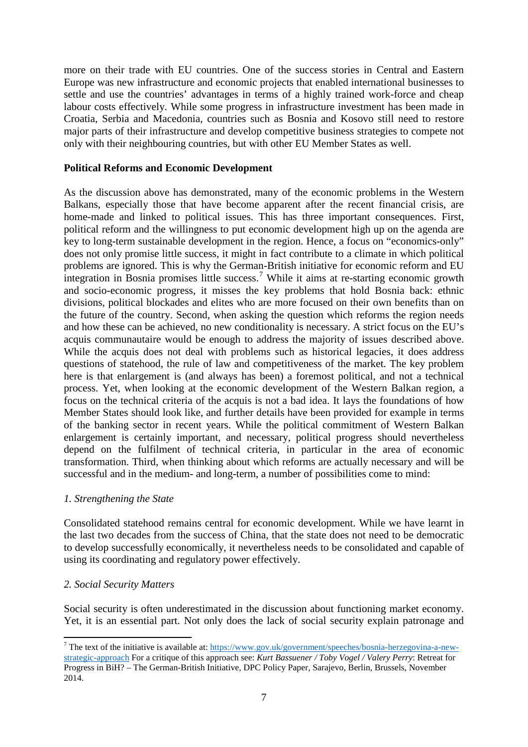more on their trade with EU countries. One of the success stories in Central and Eastern Europe was new infrastructure and economic projects that enabled international businesses to settle and use the countries' advantages in terms of a highly trained work-force and cheap labour costs effectively. While some progress in infrastructure investment has been made in Croatia, Serbia and Macedonia, countries such as Bosnia and Kosovo still need to restore major parts of their infrastructure and develop competitive business strategies to compete not only with their neighbouring countries, but with other EU Member States as well.

**Political Reforms and Economic Development**

As the discussion above has demonstrated, many of the economic problems in the Western Balkans, especially those that have become apparent after the recent financial crisis, are home-made and linked to political issues. This has three important consequences. First, political reform and the willingness to put economic development high up on the agenda are key to long-term sustainable development in the region. Hence, a focus on "economics-only" does not only promise little success, it might in fact contribute to a climate in which political problems are ignored. This is why the German-British initiative for economic reform and EU integration in Bosnia promises little success.[7] While it aims at re-starting economic growth and socio-economic progress, it misses the key problems that hold Bosnia back: ethnic divisions, political blockades and elites who are more focused on their own benefits than on the future of the country. Second, when asking the question which reforms the region needs and how these can be achieved, no new conditionality is necessary. A strict focus on the EU's acquis communautaire would be enough to address the majority of issues described above. While the acquis does not deal with problems such as historical legacies, it does address questions of statehood, the rule of law and competitiveness of the market. The key problem here is that enlargement is (and always has been) a foremost political, and not a technical process. Yet, when looking at the economic development of the Western Balkan region, a focus on the technical criteria of the acquis is not a bad idea. It lays the foundations of how Member States should look like, and further details have been provided for example in terms of the banking sector in recent years. While the political commitment of Western Balkan enlargement is certainly important, and necessary, political progress should nevertheless depend on the fulfilment of technical criteria, in particular in the area of economic transformation. Third, when thinking about which reforms are actually necessary and will be successful and in the medium- and long-term, a number of possibilities come to mind:

*1. Strengthening the State*

Consolidated statehood remains central for economic development. While we have learnt in the last two decades from the success of China, that the state does not need to be democratic to develop successfully economically, it nevertheless needs to be consolidated and capable of using its coordinating and regulatory power effectively.

*2. Social Security Matters*

Social security is often underestimated in the discussion about functioning market economy. Yet, it is an essential part. Not only does the lack of social security explain patronage and

[7] The text of the initiative is available at: https://www.gov.uk/government/speeches/bosnia-herzegovina-a-new-strategic-approach For a critique of this approach see: *Kurt Bassuener / Toby Vogel / Valery Perry*: Retreat for Progress in BiH? – The German-British Initiative, DPC Policy Paper, Sarajevo, Berlin, Brussels, November 2014.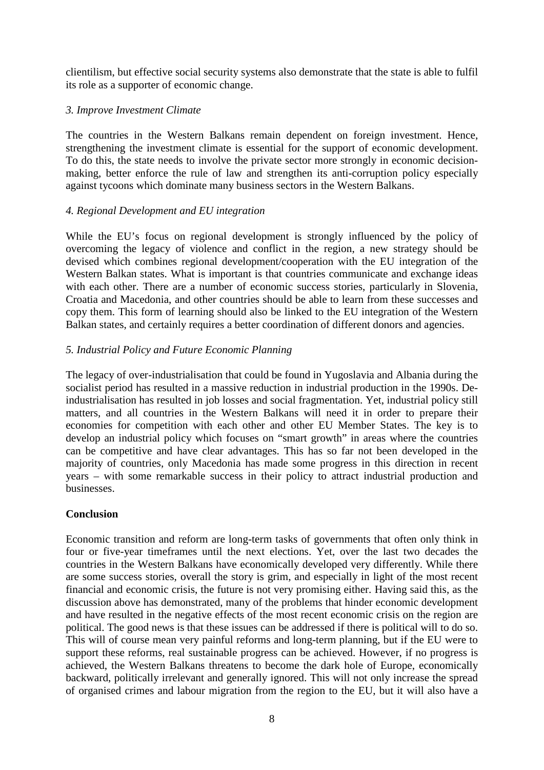clientilism, but effective social security systems also demonstrate that the state is able to fulfil its role as a supporter of economic change.

### *3. Improve Investment Climate*

The countries in the Western Balkans remain dependent on foreign investment. Hence, strengthening the investment climate is essential for the support of economic development. To do this, the state needs to involve the private sector more strongly in economic decision-making, better enforce the rule of law and strengthen its anti-corruption policy especially against tycoons which dominate many business sectors in the Western Balkans.

### *4. Regional Development and EU integration*

While the EU's focus on regional development is strongly influenced by the policy of overcoming the legacy of violence and conflict in the region, a new strategy should be devised which combines regional development/cooperation with the EU integration of the Western Balkan states. What is important is that countries communicate and exchange ideas with each other. There are a number of economic success stories, particularly in Slovenia, Croatia and Macedonia, and other countries should be able to learn from these successes and copy them. This form of learning should also be linked to the EU integration of the Western Balkan states, and certainly requires a better coordination of different donors and agencies.

### *5. Industrial Policy and Future Economic Planning*

The legacy of over-industrialisation that could be found in Yugoslavia and Albania during the socialist period has resulted in a massive reduction in industrial production in the 1990s. De-industrialisation has resulted in job losses and social fragmentation. Yet, industrial policy still matters, and all countries in the Western Balkans will need it in order to prepare their economies for competition with each other and other EU Member States. The key is to develop an industrial policy which focuses on "smart growth" in areas where the countries can be competitive and have clear advantages. This has so far not been developed in the majority of countries, only Macedonia has made some progress in this direction in recent years – with some remarkable success in their policy to attract industrial production and businesses.

## Conclusion

Economic transition and reform are long-term tasks of governments that often only think in four or five-year timeframes until the next elections. Yet, over the last two decades the countries in the Western Balkans have economically developed very differently. While there are some success stories, overall the story is grim, and especially in light of the most recent financial and economic crisis, the future is not very promising either. Having said this, as the discussion above has demonstrated, many of the problems that hinder economic development and have resulted in the negative effects of the most recent economic crisis on the region are political. The good news is that these issues can be addressed if there is political will to do so. This will of course mean very painful reforms and long-term planning, but if the EU were to support these reforms, real sustainable progress can be achieved. However, if no progress is achieved, the Western Balkans threatens to become the dark hole of Europe, economically backward, politically irrelevant and generally ignored. This will not only increase the spread of organised crimes and labour migration from the region to the EU, but it will also have a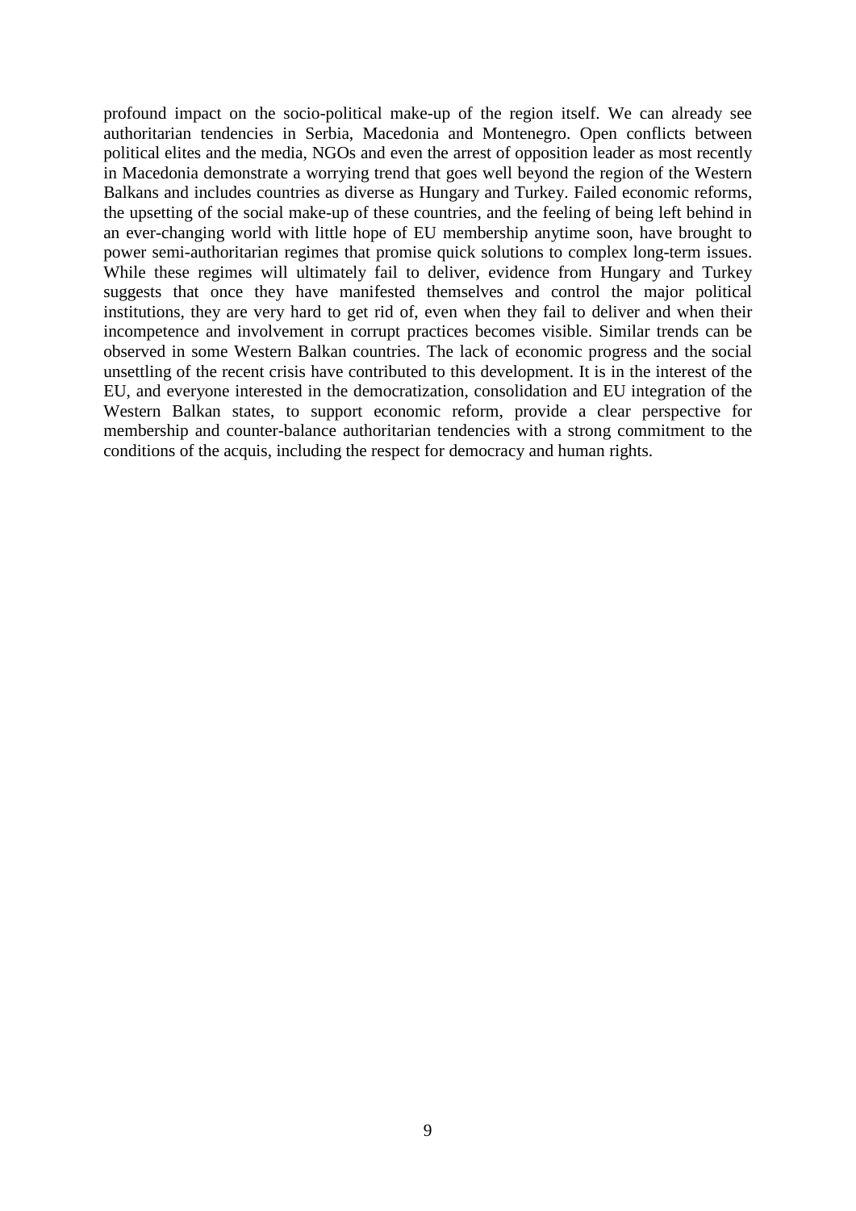profound impact on the socio-political make-up of the region itself. We can already see authoritarian tendencies in Serbia, Macedonia and Montenegro. Open conflicts between political elites and the media, NGOs and even the arrest of opposition leader as most recently in Macedonia demonstrate a worrying trend that goes well beyond the region of the Western Balkans and includes countries as diverse as Hungary and Turkey. Failed economic reforms, the upsetting of the social make-up of these countries, and the feeling of being left behind in an ever-changing world with little hope of EU membership anytime soon, have brought to power semi-authoritarian regimes that promise quick solutions to complex long-term issues. While these regimes will ultimately fail to deliver, evidence from Hungary and Turkey suggests that once they have manifested themselves and control the major political institutions, they are very hard to get rid of, even when they fail to deliver and when their incompetence and involvement in corrupt practices becomes visible. Similar trends can be observed in some Western Balkan countries. The lack of economic progress and the social unsettling of the recent crisis have contributed to this development. It is in the interest of the EU, and everyone interested in the democratization, consolidation and EU integration of the Western Balkan states, to support economic reform, provide a clear perspective for membership and counter-balance authoritarian tendencies with a strong commitment to the conditions of the acquis, including the respect for democracy and human rights.